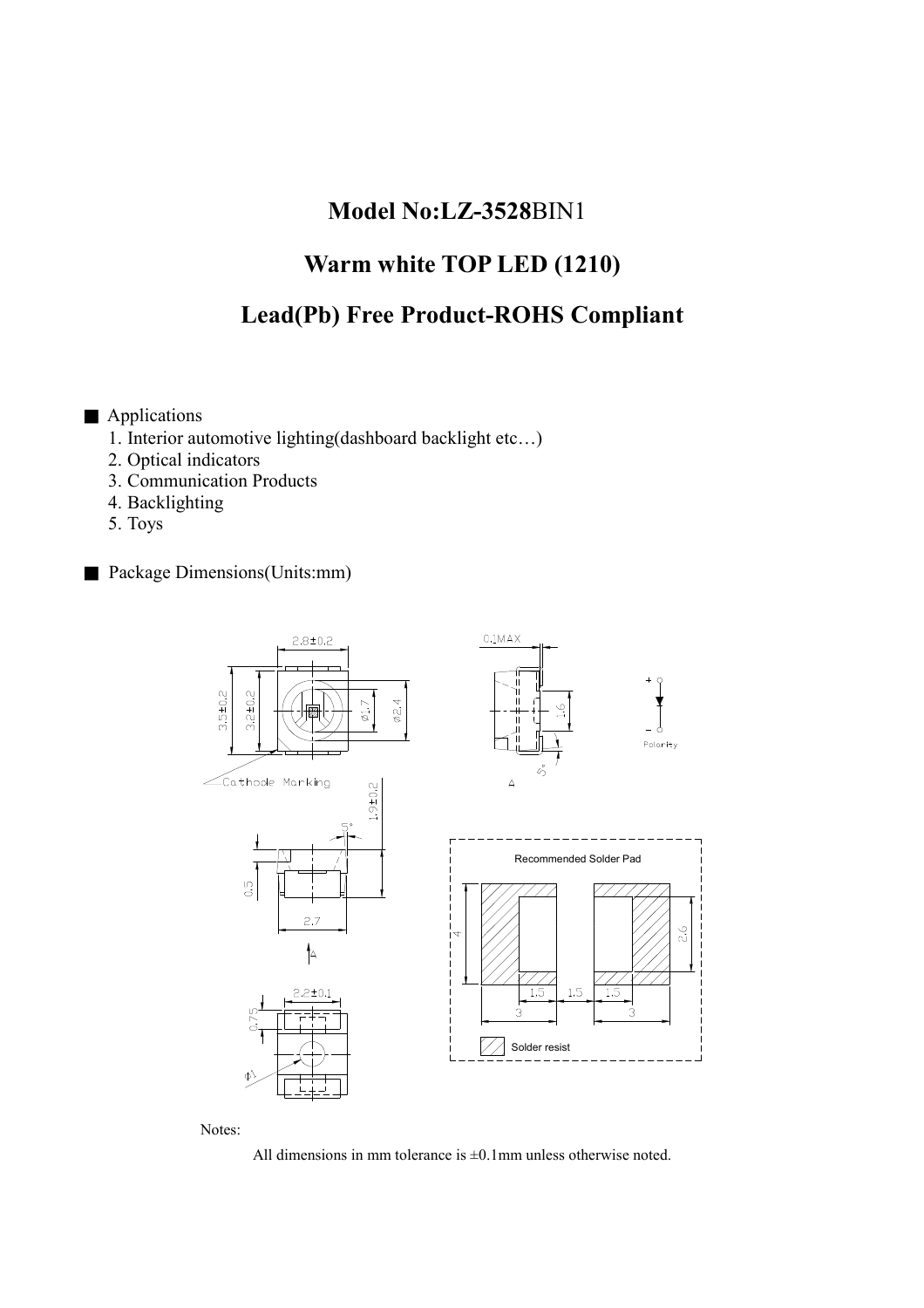# Model No:LZ-3528BIN1

## Warm white TOP LED (1210)

## Lead(Pb) Free Product-ROHS Compliant

■ Applications

1. Interior automotive lighting(dashboard backlight etc…)
2. Optical indicators
3. Communication Products
4. Backlighting
5. Toys

■ Package Dimensions(Units:mm)

Notes:

All dimensions in mm tolerance is ±0.1mm unless otherwise noted.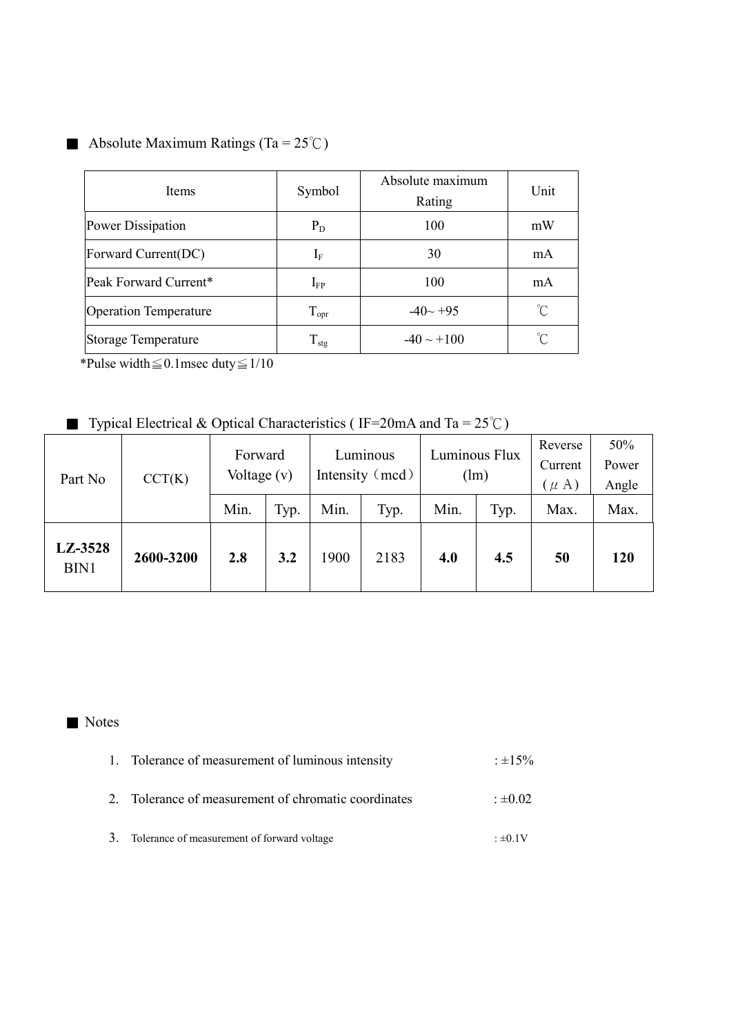■ Absolute Maximum Ratings (Ta = 25℃)

| Items | Symbol | Absolute maximum Rating | Unit |
|---|---|---|---|
| Power Dissipation | $P_D$ | 100 | mW |
| Forward Current(DC) | $I_F$ | 30 | mA |
| Peak Forward Current* | $I_{FP}$ | 100 | mA |
| Operation Temperature | $T_{opr}$ | -40~ +95 | ℃ |
| Storage Temperature | $T_{stg}$ | -40 ~ +100 | ℃ |

*Pulse width≦0.1msec duty≦1/10

■ Typical Electrical & Optical Characteristics ( IF=20mA and Ta = 25℃)

| Part No | CCT(K) | Forward Voltage (v) | | Luminous Intensity（mcd） | | Luminous Flux (lm) | | Reverse Current (μA) | 50% Power Angle |
|---|---|---|---|---|---|---|---|---|---|
| | | Min. | Typ. | Min. | Typ. | Min. | Typ. | Max. | Max. |
| **LZ-3528** BIN1 | **2600-3200** | **2.8** | **3.2** | 1900 | 2183 | **4.0** | **4.5** | **50** | **120** |

■ Notes

1. Tolerance of measurement of luminous intensity : ±15%
2. Tolerance of measurement of chromatic coordinates : ±0.02
3. Tolerance of measurement of forward voltage : ±0.1V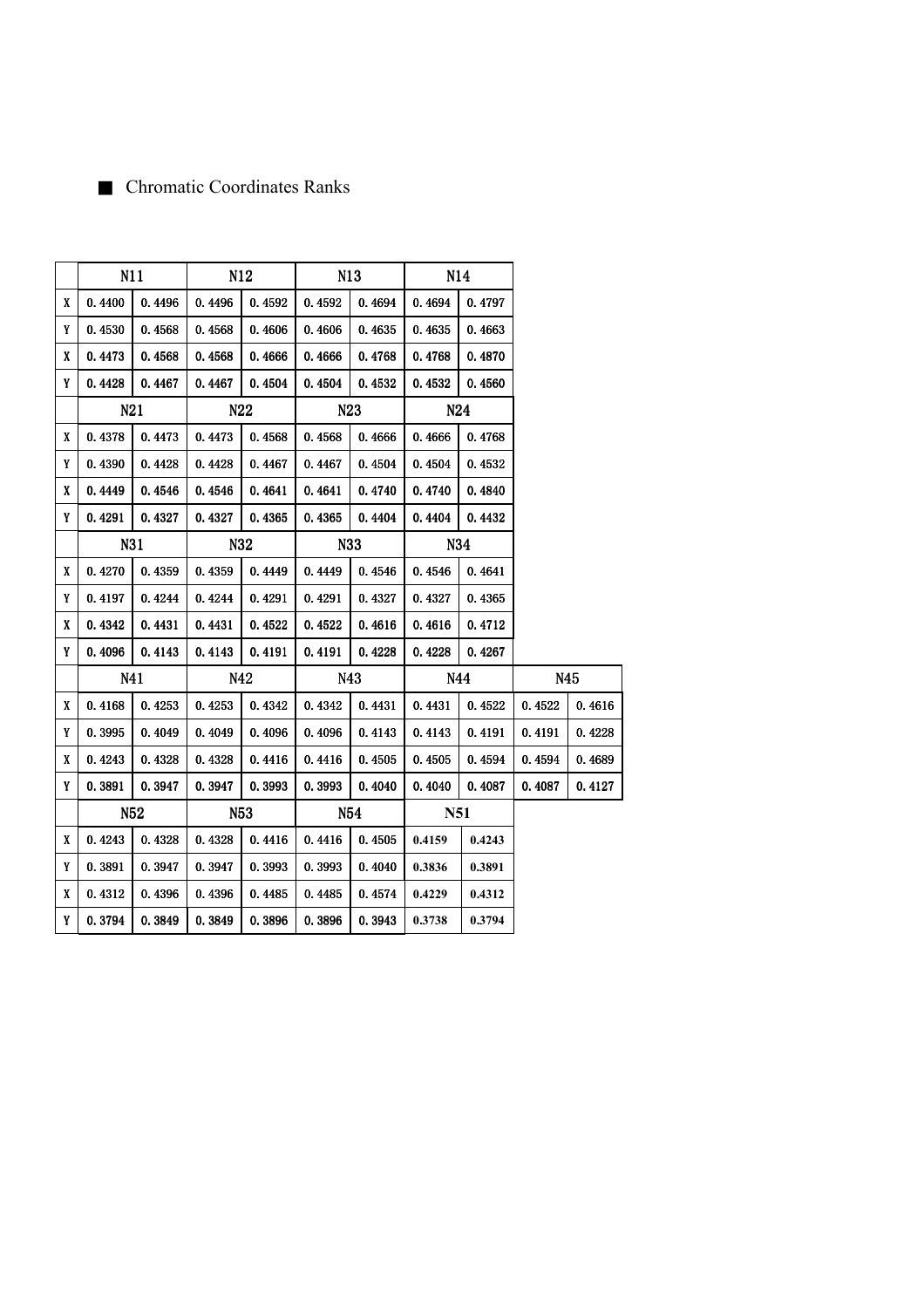■ Chromatic Coordinates Ranks

|   | N11 |   | N12 |   | N13 |   | N14 |   |   |   |
|---|---|---|---|---|---|---|---|---|---|---|
| X | 0.4400 | 0.4496 | 0.4496 | 0.4592 | 0.4592 | 0.4694 | 0.4694 | 0.4797 |   |   |
| Y | 0.4530 | 0.4568 | 0.4568 | 0.4606 | 0.4606 | 0.4635 | 0.4635 | 0.4663 |   |   |
| X | 0.4473 | 0.4568 | 0.4568 | 0.4666 | 0.4666 | 0.4768 | 0.4768 | 0.4870 |   |   |
| Y | 0.4428 | 0.4467 | 0.4467 | 0.4504 | 0.4504 | 0.4532 | 0.4532 | 0.4560 |   |   |
|   | N21 |   | N22 |   | N23 |   | N24 |   |   |   |
| X | 0.4378 | 0.4473 | 0.4473 | 0.4568 | 0.4568 | 0.4666 | 0.4666 | 0.4768 |   |   |
| Y | 0.4390 | 0.4428 | 0.4428 | 0.4467 | 0.4467 | 0.4504 | 0.4504 | 0.4532 |   |   |
| X | 0.4449 | 0.4546 | 0.4546 | 0.4641 | 0.4641 | 0.4740 | 0.4740 | 0.4840 |   |   |
| Y | 0.4291 | 0.4327 | 0.4327 | 0.4365 | 0.4365 | 0.4404 | 0.4404 | 0.4432 |   |   |
|   | N31 |   | N32 |   | N33 |   | N34 |   |   |   |
| X | 0.4270 | 0.4359 | 0.4359 | 0.4449 | 0.4449 | 0.4546 | 0.4546 | 0.4641 |   |   |
| Y | 0.4197 | 0.4244 | 0.4244 | 0.4291 | 0.4291 | 0.4327 | 0.4327 | 0.4365 |   |   |
| X | 0.4342 | 0.4431 | 0.4431 | 0.4522 | 0.4522 | 0.4616 | 0.4616 | 0.4712 |   |   |
| Y | 0.4096 | 0.4143 | 0.4143 | 0.4191 | 0.4191 | 0.4228 | 0.4228 | 0.4267 |   |   |
|   | N41 |   | N42 |   | N43 |   | N44 |   | N45 |   |
| X | 0.4168 | 0.4253 | 0.4253 | 0.4342 | 0.4342 | 0.4431 | 0.4431 | 0.4522 | 0.4522 | 0.4616 |
| Y | 0.3995 | 0.4049 | 0.4049 | 0.4096 | 0.4096 | 0.4143 | 0.4143 | 0.4191 | 0.4191 | 0.4228 |
| X | 0.4243 | 0.4328 | 0.4328 | 0.4416 | 0.4416 | 0.4505 | 0.4505 | 0.4594 | 0.4594 | 0.4689 |
| Y | 0.3891 | 0.3947 | 0.3947 | 0.3993 | 0.3993 | 0.4040 | 0.4040 | 0.4087 | 0.4087 | 0.4127 |
|   | N52 |   | N53 |   | N54 |   | N51 |   |   |   |
| X | 0.4243 | 0.4328 | 0.4328 | 0.4416 | 0.4416 | 0.4505 | 0.4159 | 0.4243 |   |   |
| Y | 0.3891 | 0.3947 | 0.3947 | 0.3993 | 0.3993 | 0.4040 | 0.3836 | 0.3891 |   |   |
| X | 0.4312 | 0.4396 | 0.4396 | 0.4485 | 0.4485 | 0.4574 | 0.4229 | 0.4312 |   |   |
| Y | 0.3794 | 0.3849 | 0.3849 | 0.3896 | 0.3896 | 0.3943 | 0.3738 | 0.3794 |   |   |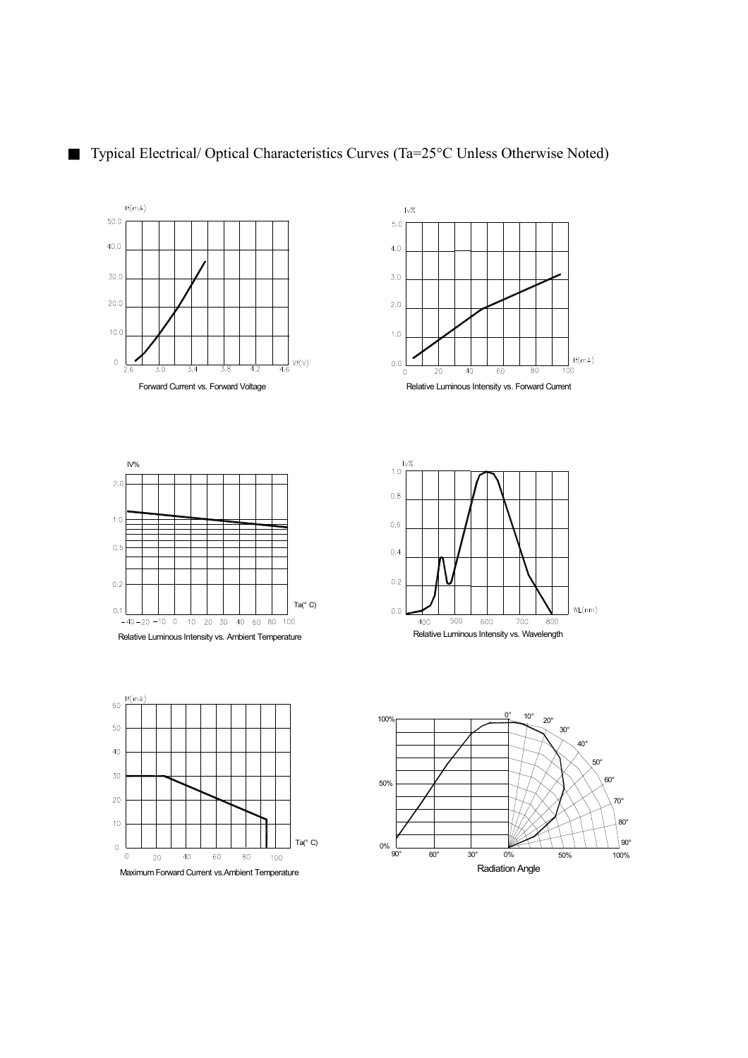■ Typical Electrical/ Optical Characteristics Curves (Ta=25°C Unless Otherwise Noted)

Forward Current vs. Forward Voltage

Relative Luminous Intensity vs. Forward Current

Relative Luminous Intensity vs. Ambient Temperature

Relative Luminous Intensity vs. Wavelength

Maximum Forward Current vs.Ambient Temperature

Radiation Angle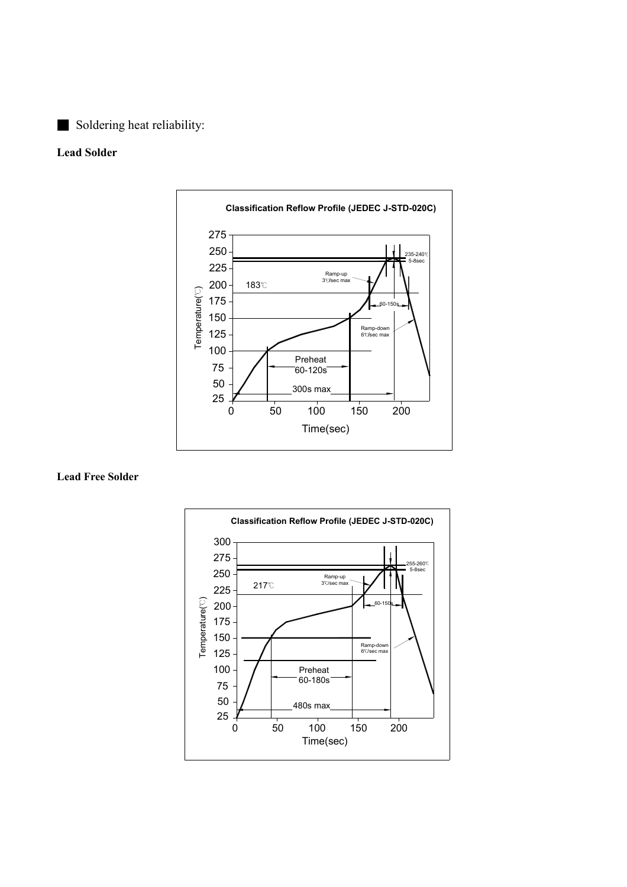■ Soldering heat reliability:

**Lead Solder**

**Classification Reflow Profile (JEDEC J-STD-020C)**

Temperature(℃)

275
250
225
200
175
150
125
100
75
50
25

183℃

Ramp-up
3℃/sec max

235-240℃
5-8sec

60-150s

Ramp-down
6℃/sec max

Preheat
60-120s

300s max

0 50 100 150 200

Time(sec)

**Lead Free Solder**

**Classification Reflow Profile (JEDEC J-STD-020C)**

Temperature(℃)

300
275
250
225
200
175
150
125
100
75
50
25

217℃

Ramp-up
3℃/sec max

255-260℃
5-8sec

60-150s

Ramp-down
6℃/sec max

Preheat
60-180s

480s max

0 50 100 150 200

Time(sec)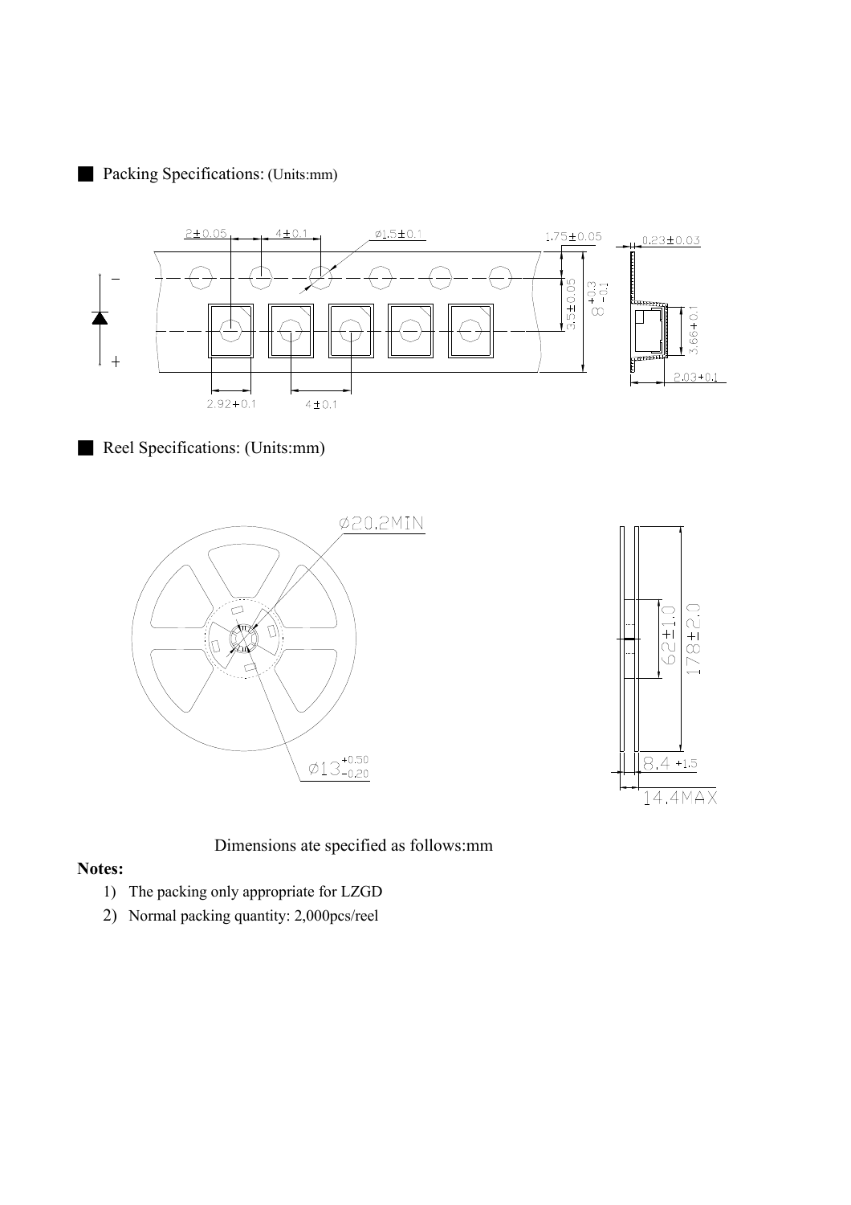■ Packing Specifications: (Units:mm)

■ Reel Specifications: (Units:mm)

Dimensions ate specified as follows:mm

**Notes:**

1) The packing only appropriate for LZGD
2) Normal packing quantity: 2,000pcs/reel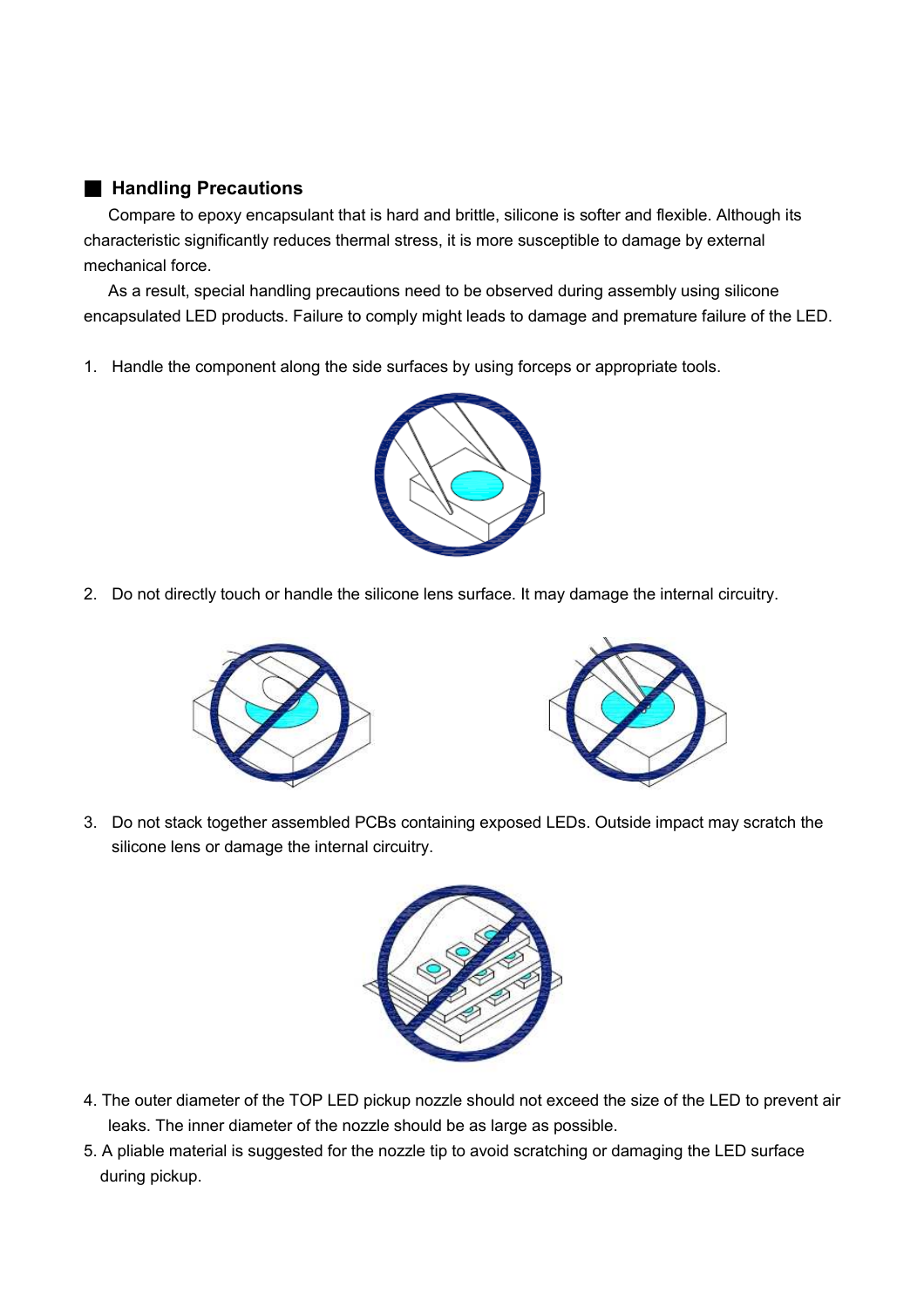## Handling Precautions

Compare to epoxy encapsulant that is hard and brittle, silicone is softer and flexible. Although its characteristic significantly reduces thermal stress, it is more susceptible to damage by external mechanical force.

As a result, special handling precautions need to be observed during assembly using silicone encapsulated LED products. Failure to comply might leads to damage and premature failure of the LED.

1. Handle the component along the side surfaces by using forceps or appropriate tools.

2. Do not directly touch or handle the silicone lens surface. It may damage the internal circuitry.

3. Do not stack together assembled PCBs containing exposed LEDs. Outside impact may scratch the silicone lens or damage the internal circuitry.

4. The outer diameter of the TOP LED pickup nozzle should not exceed the size of the LED to prevent air leaks. The inner diameter of the nozzle should be as large as possible.
5. A pliable material is suggested for the nozzle tip to avoid scratching or damaging the LED surface during pickup.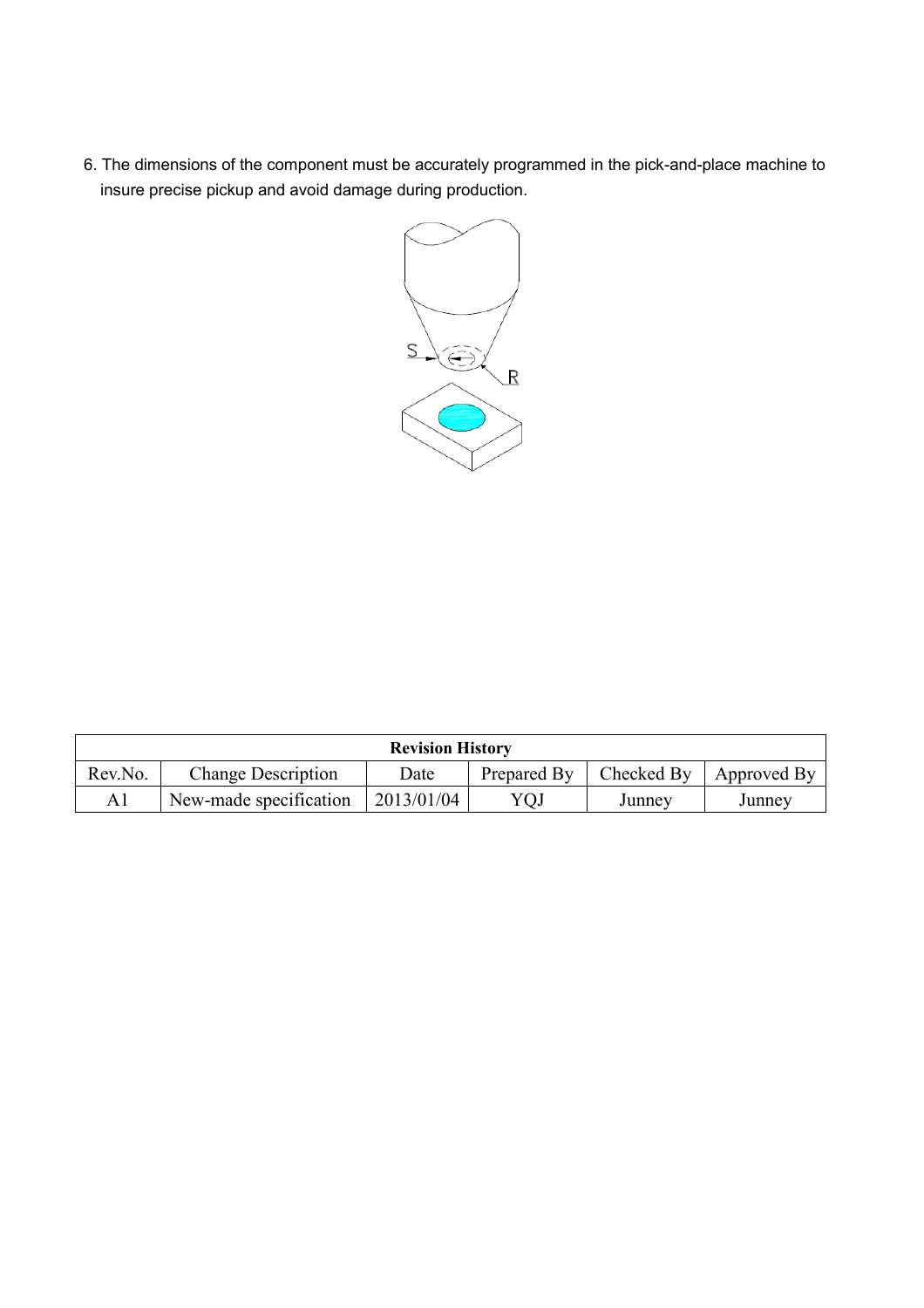6. The dimensions of the component must be accurately programmed in the pick-and-place machine to insure precise pickup and avoid damage during production.

S

R

| Revision History | | | | | |
|---|---|---|---|---|---|
| Rev.No. | Change Description | Date | Prepared By | Checked By | Approved By |
| A1 | New-made specification | 2013/01/04 | YQJ | Junney | Junney |